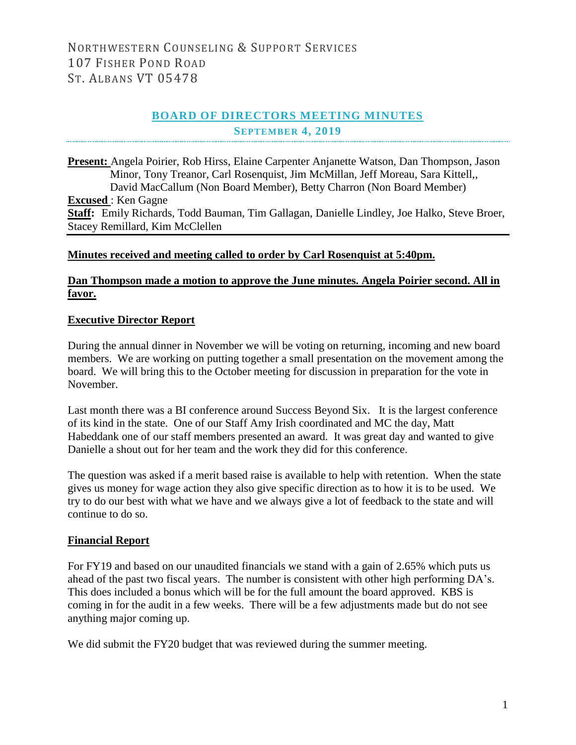NORTHWESTERN COUNSELING & SUPPORT SERVICES
107 FISHER POND ROAD
ST. ALBANS VT 05478

# BOARD OF DIRECTORS MEETING MINUTES

## SEPTEMBER 4, 2019

**Present:** Angela Poirier, Rob Hirss, Elaine Carpenter Anjanette Watson, Dan Thompson, Jason Minor, Tony Treanor, Carl Rosenquist, Jim McMillan, Jeff Moreau, Sara Kittell,, David MacCallum (Non Board Member), Betty Charron (Non Board Member)
**Excused** : Ken Gagne
**Staff:** Emily Richards, Todd Bauman, Tim Gallagan, Danielle Lindley, Joe Halko, Steve Broer, Stacey Remillard, Kim McClellen

**Minutes received and meeting called to order by Carl Rosenquist at 5:40pm.**

**Dan Thompson made a motion to approve the June minutes. Angela Poirier second. All in favor.**

**Executive Director Report**

During the annual dinner in November we will be voting on returning, incoming and new board members. We are working on putting together a small presentation on the movement among the board. We will bring this to the October meeting for discussion in preparation for the vote in November.

Last month there was a BI conference around Success Beyond Six. It is the largest conference of its kind in the state. One of our Staff Amy Irish coordinated and MC the day, Matt Habeddank one of our staff members presented an award. It was great day and wanted to give Danielle a shout out for her team and the work they did for this conference.

The question was asked if a merit based raise is available to help with retention. When the state gives us money for wage action they also give specific direction as to how it is to be used. We try to do our best with what we have and we always give a lot of feedback to the state and will continue to do so.

**Financial Report**

For FY19 and based on our unaudited financials we stand with a gain of 2.65% which puts us ahead of the past two fiscal years. The number is consistent with other high performing DA's. This does included a bonus which will be for the full amount the board approved. KBS is coming in for the audit in a few weeks. There will be a few adjustments made but do not see anything major coming up.

We did submit the FY20 budget that was reviewed during the summer meeting.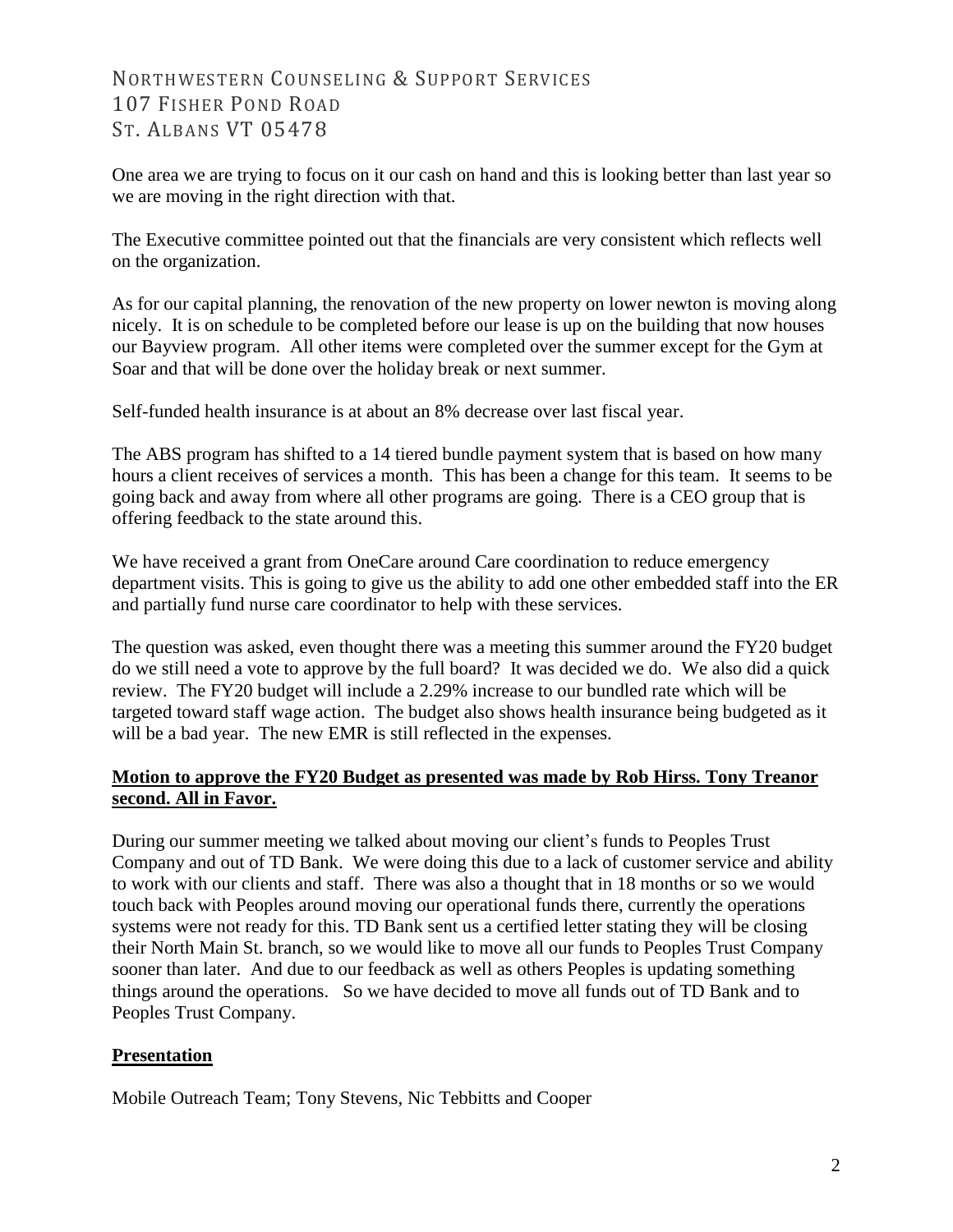NORTHWESTERN COUNSELING & SUPPORT SERVICES
107 FISHER POND ROAD
ST. ALBANS VT 05478

One area we are trying to focus on it our cash on hand and this is looking better than last year so we are moving in the right direction with that.

The Executive committee pointed out that the financials are very consistent which reflects well on the organization.

As for our capital planning, the renovation of the new property on lower newton is moving along nicely. It is on schedule to be completed before our lease is up on the building that now houses our Bayview program. All other items were completed over the summer except for the Gym at Soar and that will be done over the holiday break or next summer.

Self-funded health insurance is at about an 8% decrease over last fiscal year.

The ABS program has shifted to a 14 tiered bundle payment system that is based on how many hours a client receives of services a month. This has been a change for this team. It seems to be going back and away from where all other programs are going. There is a CEO group that is offering feedback to the state around this.

We have received a grant from OneCare around Care coordination to reduce emergency department visits. This is going to give us the ability to add one other embedded staff into the ER and partially fund nurse care coordinator to help with these services.

The question was asked, even thought there was a meeting this summer around the FY20 budget do we still need a vote to approve by the full board? It was decided we do. We also did a quick review. The FY20 budget will include a 2.29% increase to our bundled rate which will be targeted toward staff wage action. The budget also shows health insurance being budgeted as it will be a bad year. The new EMR is still reflected in the expenses.

**Motion to approve the FY20 Budget as presented was made by Rob Hirss. Tony Treanor second. All in Favor.**

During our summer meeting we talked about moving our client's funds to Peoples Trust Company and out of TD Bank. We were doing this due to a lack of customer service and ability to work with our clients and staff. There was also a thought that in 18 months or so we would touch back with Peoples around moving our operational funds there, currently the operations systems were not ready for this. TD Bank sent us a certified letter stating they will be closing their North Main St. branch, so we would like to move all our funds to Peoples Trust Company sooner than later. And due to our feedback as well as others Peoples is updating something things around the operations. So we have decided to move all funds out of TD Bank and to Peoples Trust Company.

## **Presentation**

Mobile Outreach Team; Tony Stevens, Nic Tebbitts and Cooper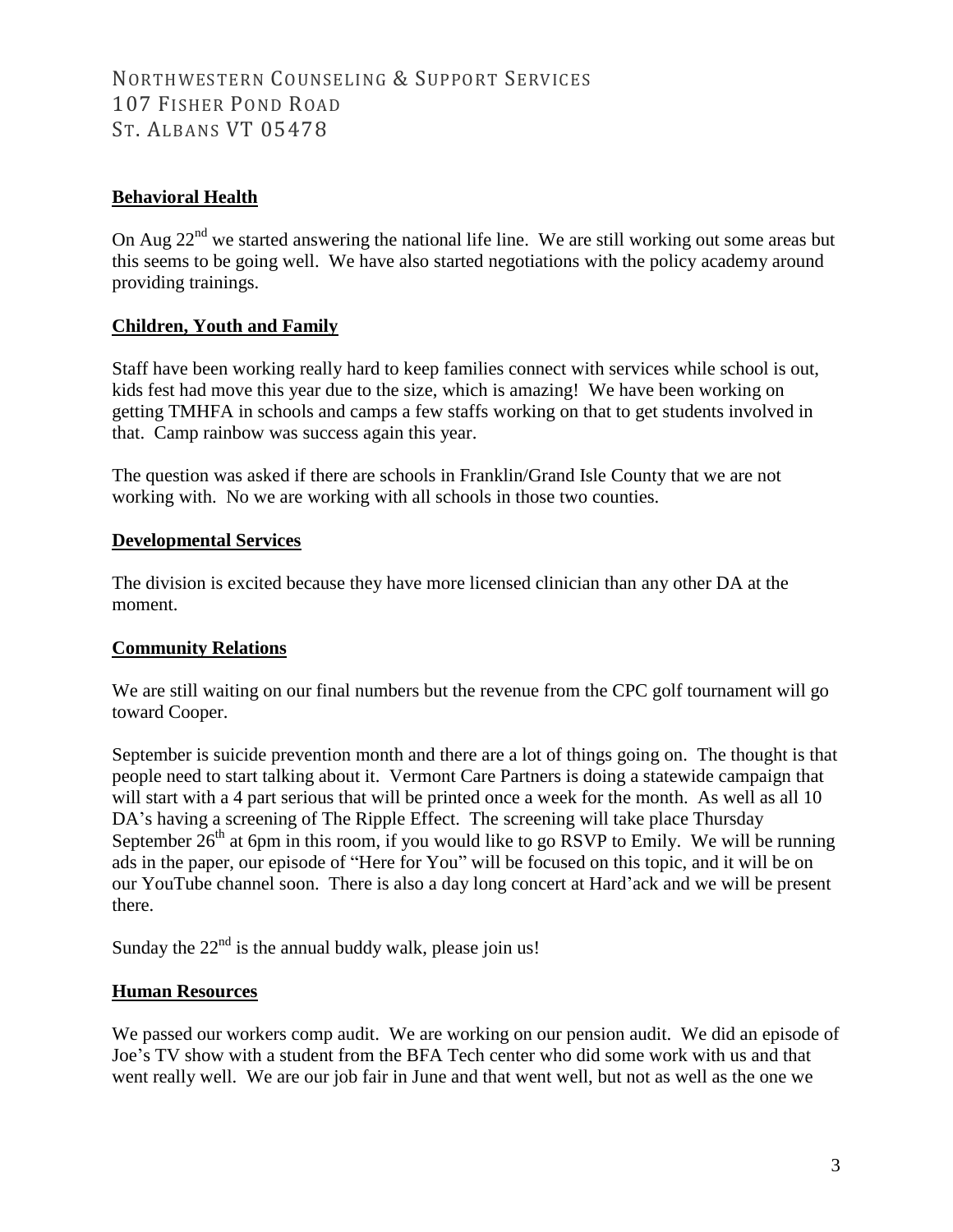Northwestern Counseling & Support Services
107 Fisher Pond Road
St. Albans VT 05478

**Behavioral Health**

On Aug 22nd we started answering the national life line. We are still working out some areas but this seems to be going well. We have also started negotiations with the policy academy around providing trainings.

**Children, Youth and Family**

Staff have been working really hard to keep families connect with services while school is out, kids fest had move this year due to the size, which is amazing! We have been working on getting TMHFA in schools and camps a few staffs working on that to get students involved in that. Camp rainbow was success again this year.

The question was asked if there are schools in Franklin/Grand Isle County that we are not working with. No we are working with all schools in those two counties.

**Developmental Services**

The division is excited because they have more licensed clinician than any other DA at the moment.

**Community Relations**

We are still waiting on our final numbers but the revenue from the CPC golf tournament will go toward Cooper.

September is suicide prevention month and there are a lot of things going on. The thought is that people need to start talking about it. Vermont Care Partners is doing a statewide campaign that will start with a 4 part serious that will be printed once a week for the month. As well as all 10 DA's having a screening of The Ripple Effect. The screening will take place Thursday September 26th at 6pm in this room, if you would like to go RSVP to Emily. We will be running ads in the paper, our episode of "Here for You" will be focused on this topic, and it will be on our YouTube channel soon. There is also a day long concert at Hard'ack and we will be present there.

Sunday the 22nd is the annual buddy walk, please join us!

**Human Resources**

We passed our workers comp audit. We are working on our pension audit. We did an episode of Joe's TV show with a student from the BFA Tech center who did some work with us and that went really well. We are our job fair in June and that went well, but not as well as the one we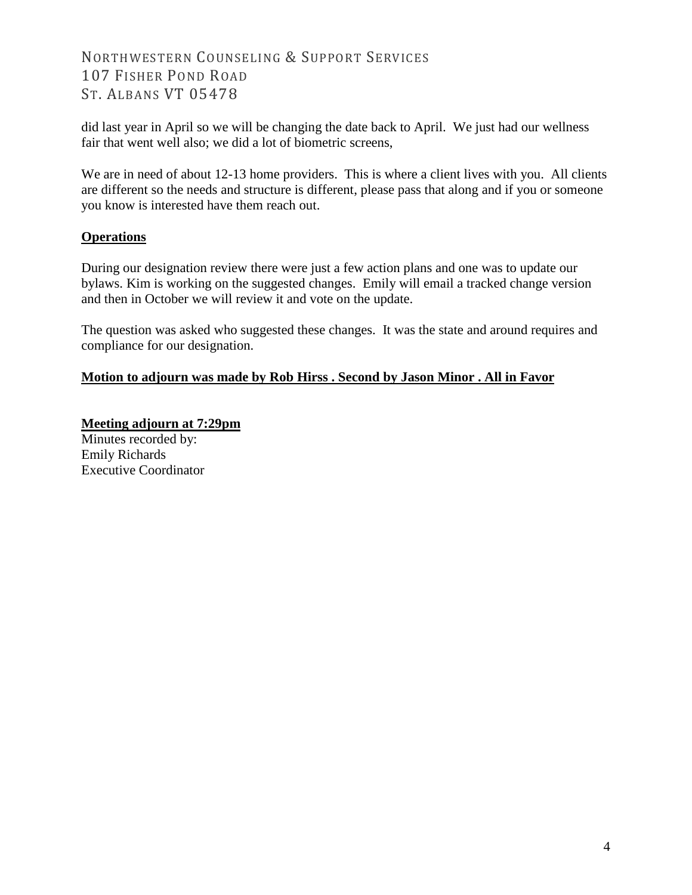did last year in April so we will be changing the date back to April. We just had our wellness fair that went well also; we did a lot of biometric screens,

We are in need of about 12-13 home providers. This is where a client lives with you. All clients are different so the needs and structure is different, please pass that along and if you or someone you know is interested have them reach out.

**Operations**

During our designation review there were just a few action plans and one was to update our bylaws. Kim is working on the suggested changes. Emily will email a tracked change version and then in October we will review it and vote on the update.

The question was asked who suggested these changes. It was the state and around requires and compliance for our designation.

**Motion to adjourn was made by Rob Hirss . Second by Jason Minor . All in Favor**

**Meeting adjourn at 7:29pm**
Minutes recorded by:
Emily Richards
Executive Coordinator